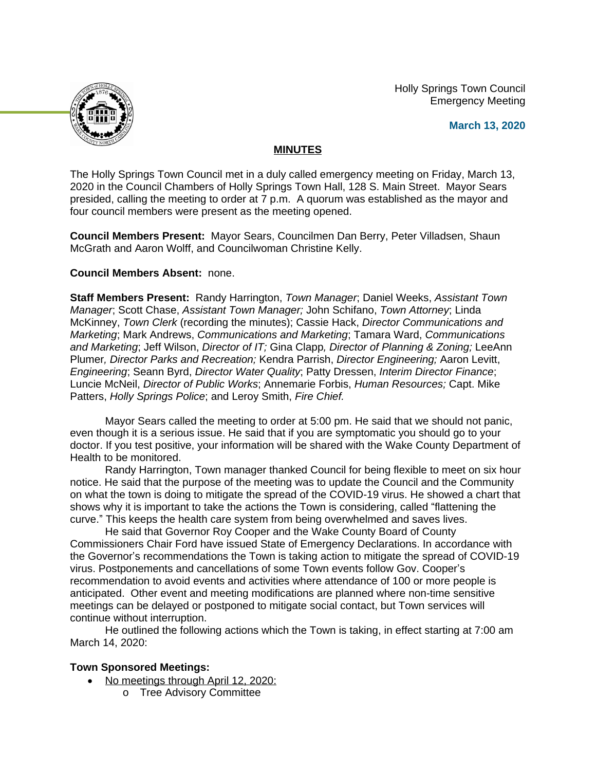Holly Springs Town Council
Emergency Meeting

**March 13, 2020**

## MINUTES

The Holly Springs Town Council met in a duly called emergency meeting on Friday, March 13, 2020 in the Council Chambers of Holly Springs Town Hall, 128 S. Main Street. Mayor Sears presided, calling the meeting to order at 7 p.m. A quorum was established as the mayor and four council members were present as the meeting opened.

**Council Members Present:** Mayor Sears, Councilmen Dan Berry, Peter Villadsen, Shaun McGrath and Aaron Wolff, and Councilwoman Christine Kelly.

**Council Members Absent:** none.

**Staff Members Present:** Randy Harrington, *Town Manager*; Daniel Weeks, *Assistant Town Manager*; Scott Chase, *Assistant Town Manager;* John Schifano, *Town Attorney*; Linda McKinney, *Town Clerk* (recording the minutes); Cassie Hack, *Director Communications and Marketing*; Mark Andrews, *Communications and Marketing*; Tamara Ward, *Communications and Marketing*; Jeff Wilson, *Director of IT;* Gina Clapp*, Director of Planning & Zoning;* LeeAnn Plumer*, Director Parks and Recreation;* Kendra Parrish, *Director Engineering;* Aaron Levitt, *Engineering*; Seann Byrd, *Director Water Quality*; Patty Dressen, *Interim Director Finance*; Luncie McNeil, *Director of Public Works*; Annemarie Forbis, *Human Resources;* Capt. Mike Patters, *Holly Springs Police*; and Leroy Smith, *Fire Chief.*

Mayor Sears called the meeting to order at 5:00 pm. He said that we should not panic, even though it is a serious issue. He said that if you are symptomatic you should go to your doctor. If you test positive, your information will be shared with the Wake County Department of Health to be monitored.

Randy Harrington, Town manager thanked Council for being flexible to meet on six hour notice. He said that the purpose of the meeting was to update the Council and the Community on what the town is doing to mitigate the spread of the COVID-19 virus. He showed a chart that shows why it is important to take the actions the Town is considering, called "flattening the curve." This keeps the health care system from being overwhelmed and saves lives.

He said that Governor Roy Cooper and the Wake County Board of County Commissioners Chair Ford have issued State of Emergency Declarations. In accordance with the Governor's recommendations the Town is taking action to mitigate the spread of COVID-19 virus. Postponements and cancellations of some Town events follow Gov. Cooper's recommendation to avoid events and activities where attendance of 100 or more people is anticipated. Other event and meeting modifications are planned where non-time sensitive meetings can be delayed or postponed to mitigate social contact, but Town services will continue without interruption.

He outlined the following actions which the Town is taking, in effect starting at 7:00 am March 14, 2020:

**Town Sponsored Meetings:**

- <u>No meetings through April 12, 2020:</u>
  - Tree Advisory Committee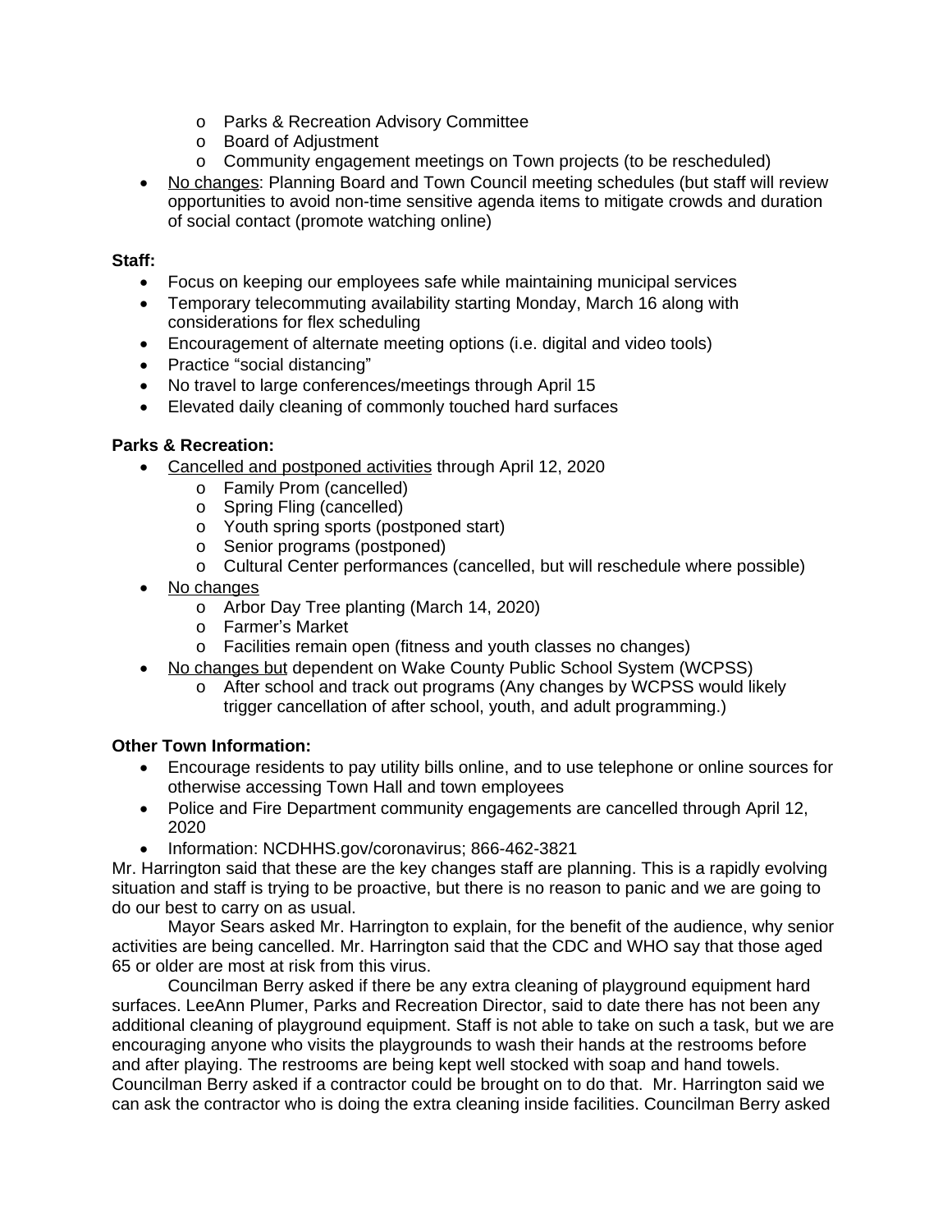- Parks & Recreation Advisory Committee
  - Board of Adjustment
  - Community engagement meetings on Town projects (to be rescheduled)
- <u>No changes</u>: Planning Board and Town Council meeting schedules (but staff will review opportunities to avoid non-time sensitive agenda items to mitigate crowds and duration of social contact (promote watching online)

**Staff:**

- Focus on keeping our employees safe while maintaining municipal services
- Temporary telecommuting availability starting Monday, March 16 along with considerations for flex scheduling
- Encouragement of alternate meeting options (i.e. digital and video tools)
- Practice "social distancing"
- No travel to large conferences/meetings through April 15
- Elevated daily cleaning of commonly touched hard surfaces

**Parks & Recreation:**

- <u>Cancelled and postponed activities</u> through April 12, 2020
  - Family Prom (cancelled)
  - Spring Fling (cancelled)
  - Youth spring sports (postponed start)
  - Senior programs (postponed)
  - Cultural Center performances (cancelled, but will reschedule where possible)
- <u>No changes</u>
  - Arbor Day Tree planting (March 14, 2020)
  - Farmer's Market
  - Facilities remain open (fitness and youth classes no changes)
- <u>No changes but</u> dependent on Wake County Public School System (WCPSS)
  - After school and track out programs (Any changes by WCPSS would likely trigger cancellation of after school, youth, and adult programming.)

**Other Town Information:**

- Encourage residents to pay utility bills online, and to use telephone or online sources for otherwise accessing Town Hall and town employees
- Police and Fire Department community engagements are cancelled through April 12, 2020
- Information: NCDHHS.gov/coronavirus; 866-462-3821

Mr. Harrington said that these are the key changes staff are planning. This is a rapidly evolving situation and staff is trying to be proactive, but there is no reason to panic and we are going to do our best to carry on as usual.

Mayor Sears asked Mr. Harrington to explain, for the benefit of the audience, why senior activities are being cancelled. Mr. Harrington said that the CDC and WHO say that those aged 65 or older are most at risk from this virus.

Councilman Berry asked if there be any extra cleaning of playground equipment hard surfaces. LeeAnn Plumer, Parks and Recreation Director, said to date there has not been any additional cleaning of playground equipment. Staff is not able to take on such a task, but we are encouraging anyone who visits the playgrounds to wash their hands at the restrooms before and after playing. The restrooms are being kept well stocked with soap and hand towels. Councilman Berry asked if a contractor could be brought on to do that. Mr. Harrington said we can ask the contractor who is doing the extra cleaning inside facilities. Councilman Berry asked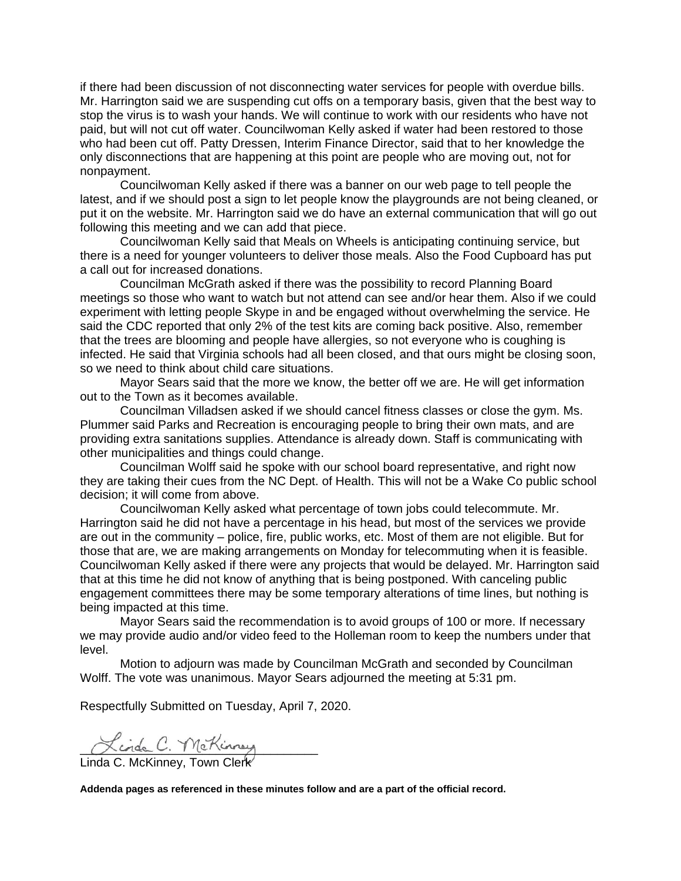if there had been discussion of not disconnecting water services for people with overdue bills. Mr. Harrington said we are suspending cut offs on a temporary basis, given that the best way to stop the virus is to wash your hands. We will continue to work with our residents who have not paid, but will not cut off water. Councilwoman Kelly asked if water had been restored to those who had been cut off. Patty Dressen, Interim Finance Director, said that to her knowledge the only disconnections that are happening at this point are people who are moving out, not for nonpayment.

Councilwoman Kelly asked if there was a banner on our web page to tell people the latest, and if we should post a sign to let people know the playgrounds are not being cleaned, or put it on the website. Mr. Harrington said we do have an external communication that will go out following this meeting and we can add that piece.

Councilwoman Kelly said that Meals on Wheels is anticipating continuing service, but there is a need for younger volunteers to deliver those meals. Also the Food Cupboard has put a call out for increased donations.

Councilman McGrath asked if there was the possibility to record Planning Board meetings so those who want to watch but not attend can see and/or hear them. Also if we could experiment with letting people Skype in and be engaged without overwhelming the service. He said the CDC reported that only 2% of the test kits are coming back positive. Also, remember that the trees are blooming and people have allergies, so not everyone who is coughing is infected. He said that Virginia schools had all been closed, and that ours might be closing soon, so we need to think about child care situations.

Mayor Sears said that the more we know, the better off we are. He will get information out to the Town as it becomes available.

Councilman Villadsen asked if we should cancel fitness classes or close the gym. Ms. Plummer said Parks and Recreation is encouraging people to bring their own mats, and are providing extra sanitations supplies. Attendance is already down. Staff is communicating with other municipalities and things could change.

Councilman Wolff said he spoke with our school board representative, and right now they are taking their cues from the NC Dept. of Health. This will not be a Wake Co public school decision; it will come from above.

Councilwoman Kelly asked what percentage of town jobs could telecommute. Mr. Harrington said he did not have a percentage in his head, but most of the services we provide are out in the community – police, fire, public works, etc. Most of them are not eligible. But for those that are, we are making arrangements on Monday for telecommuting when it is feasible. Councilwoman Kelly asked if there were any projects that would be delayed. Mr. Harrington said that at this time he did not know of anything that is being postponed. With canceling public engagement committees there may be some temporary alterations of time lines, but nothing is being impacted at this time.

Mayor Sears said the recommendation is to avoid groups of 100 or more. If necessary we may provide audio and/or video feed to the Holleman room to keep the numbers under that level.

Motion to adjourn was made by Councilman McGrath and seconded by Councilman Wolff. The vote was unanimous. Mayor Sears adjourned the meeting at 5:31 pm.

Respectfully Submitted on Tuesday, April 7, 2020.

Linda C. McKinney

Linda C. McKinney, Town Clerk

**Addenda pages as referenced in these minutes follow and are a part of the official record.**